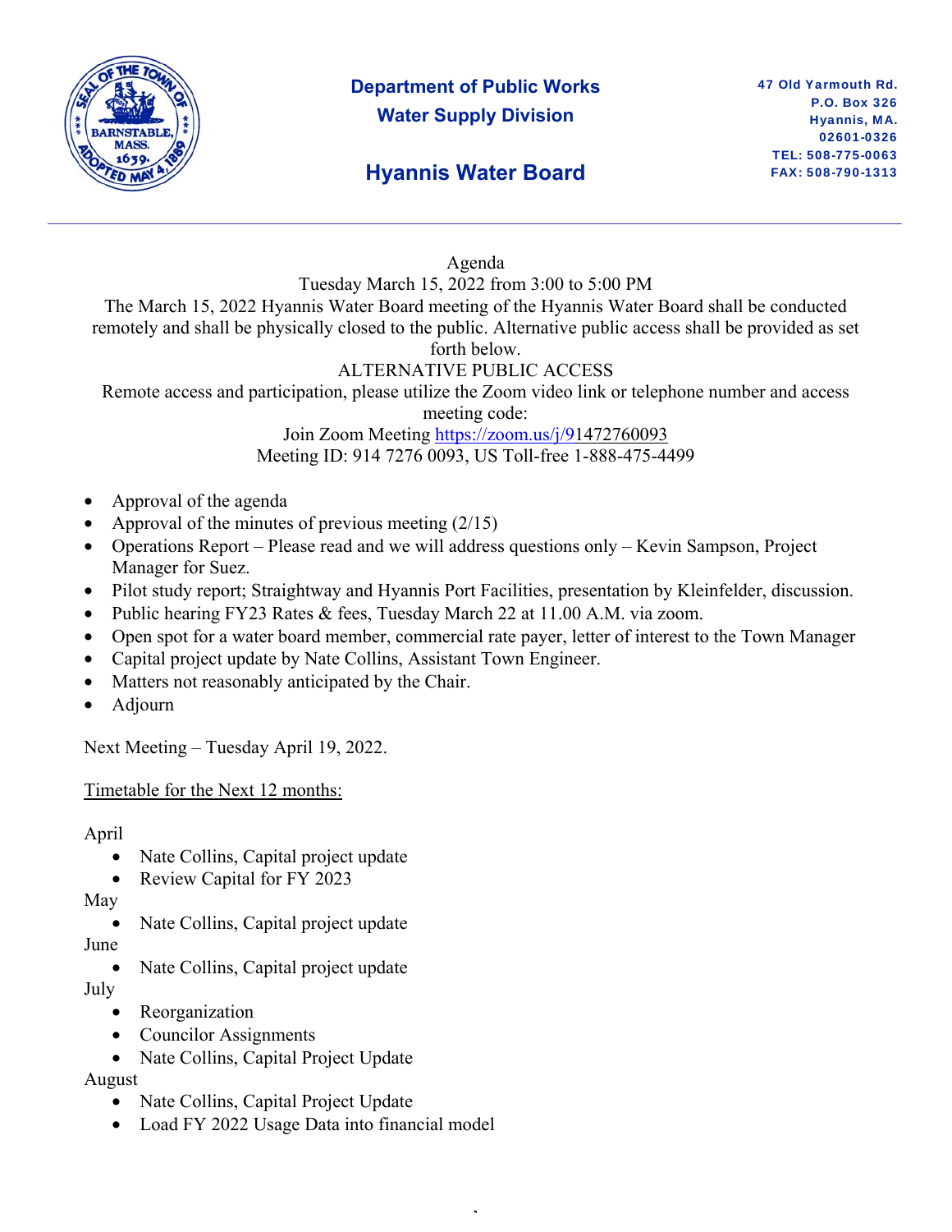# Department of Public Works
## Water Supply Division
## Hyannis Water Board

47 Old Yarmouth Rd.
P.O. Box 326
Hyannis, MA.
02601-0326
TEL: 508-775-0063
FAX: 508-790-1313

---

Agenda
Tuesday March 15, 2022 from 3:00 to 5:00 PM
The March 15, 2022 Hyannis Water Board meeting of the Hyannis Water Board shall be conducted remotely and shall be physically closed to the public. Alternative public access shall be provided as set forth below.
ALTERNATIVE PUBLIC ACCESS
Remote access and participation, please utilize the Zoom video link or telephone number and access meeting code:
Join Zoom Meeting https://zoom.us/j/91472760093
Meeting ID: 914 7276 0093, US Toll-free 1-888-475-4499

- Approval of the agenda
- Approval of the minutes of previous meeting (2/15)
- Operations Report – Please read and we will address questions only – Kevin Sampson, Project Manager for Suez.
- Pilot study report; Straightway and Hyannis Port Facilities, presentation by Kleinfelder, discussion.
- Public hearing FY23 Rates & fees, Tuesday March 22 at 11.00 A.M. via zoom.
- Open spot for a water board member, commercial rate payer, letter of interest to the Town Manager
- Capital project update by Nate Collins, Assistant Town Engineer.
- Matters not reasonably anticipated by the Chair.
- Adjourn

Next Meeting – Tuesday April 19, 2022.

Timetable for the Next 12 months:

April
- Nate Collins, Capital project update
- Review Capital for FY 2023

May
- Nate Collins, Capital project update

June
- Nate Collins, Capital project update

July
- Reorganization
- Councilor Assignments
- Nate Collins, Capital Project Update

August
- Nate Collins, Capital Project Update
- Load FY 2022 Usage Data into financial model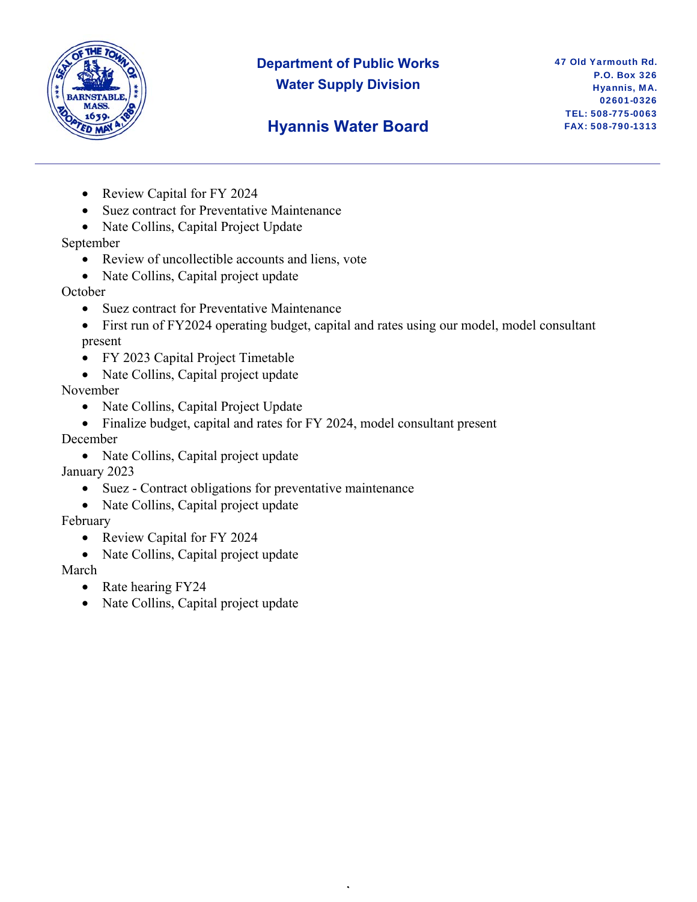- Review Capital for FY 2024
- Suez contract for Preventative Maintenance
- Nate Collins, Capital Project Update

September

- Review of uncollectible accounts and liens, vote
- Nate Collins, Capital project update

October

- Suez contract for Preventative Maintenance
- First run of FY2024 operating budget, capital and rates using our model, model consultant present
- FY 2023 Capital Project Timetable
- Nate Collins, Capital project update

November

- Nate Collins, Capital Project Update
- Finalize budget, capital and rates for FY 2024, model consultant present

December

- Nate Collins, Capital project update

January 2023

- Suez - Contract obligations for preventative maintenance
- Nate Collins, Capital project update

February

- Review Capital for FY 2024
- Nate Collins, Capital project update

March

- Rate hearing FY24
- Nate Collins, Capital project update